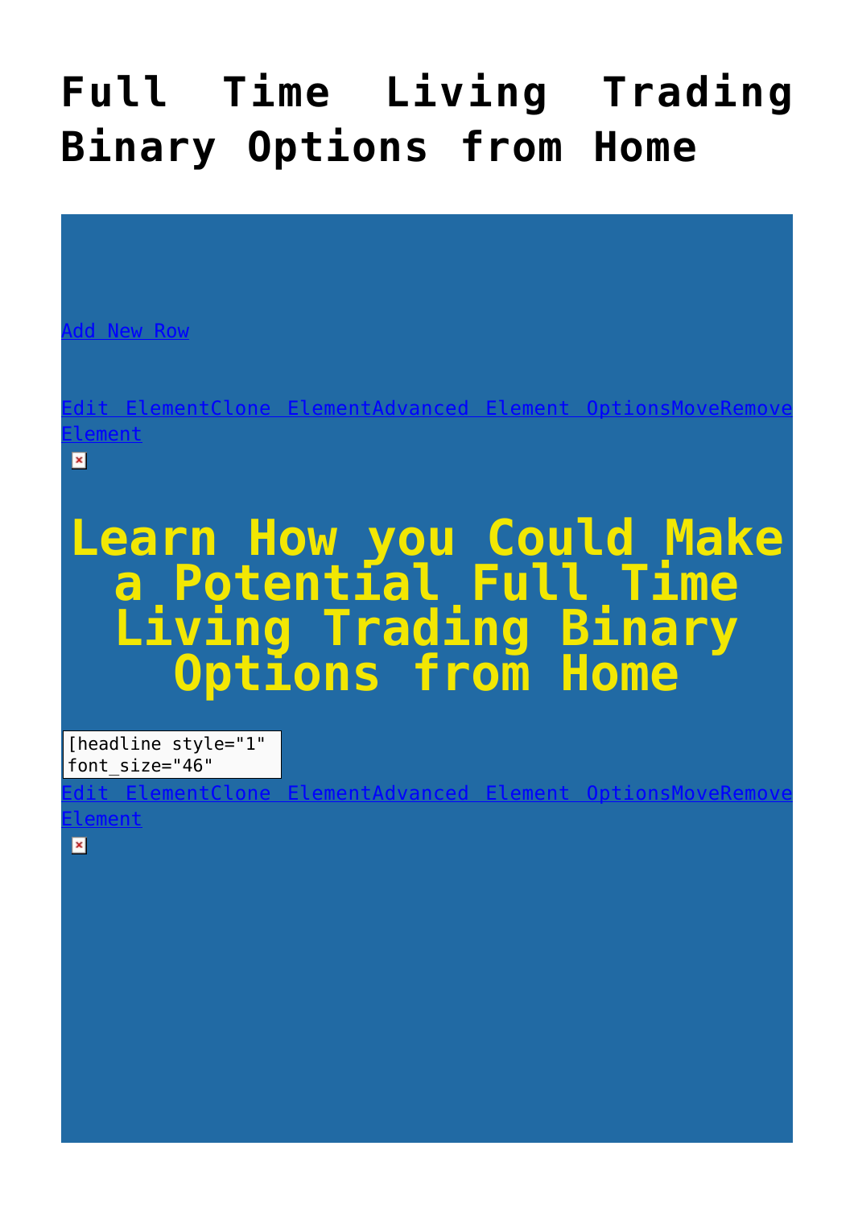# Full Time Living Trading Binary Options from Home

Add New Row

Edit ElementClone ElementAdvanced Element OptionsMoveRemove Element

## Learn How you Could Make a Potential Full Time Living Trading Binary Options from Home

[headline style="1" font_size="46"

Edit ElementClone ElementAdvanced Element OptionsMoveRemove Element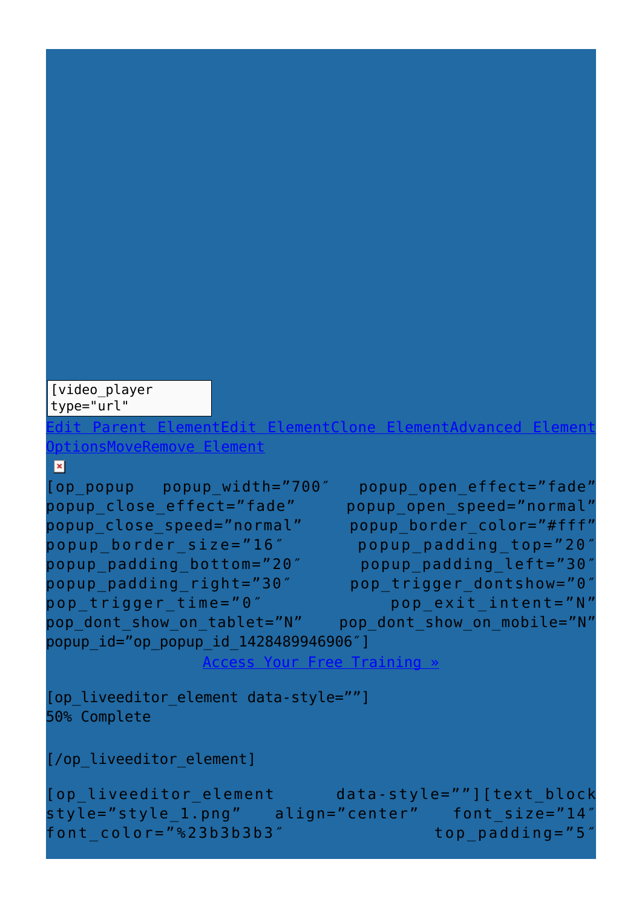[video_player type="url"

Edit Parent ElementEdit ElementClone ElementAdvanced Element OptionsMoveRemove Element

[op_popup popup_width=”700″ popup_open_effect=”fade” popup_close_effect=”fade” popup_open_speed=”normal” popup_close_speed=”normal” popup_border_color=”#fff” popup_border_size=”16″ popup_padding_top=”20″ popup_padding_bottom=”20″ popup_padding_left=”30″ popup_padding_right=”30″ pop_trigger_dontshow=”0″ pop_trigger_time=”0″ pop_exit_intent=”N” pop_dont_show_on_tablet=”N” pop_dont_show_on_mobile=”N” popup_id=”op_popup_id_1428489946906″]

Access Your Free Training »

[op_liveeditor_element data-style=””]
50% Complete

[/op_liveeditor_element]

[op_liveeditor_element data-style=””][text_block style=”style_1.png” align=”center” font_size=”14″ font_color=”%23b3b3b3″ top_padding=”5″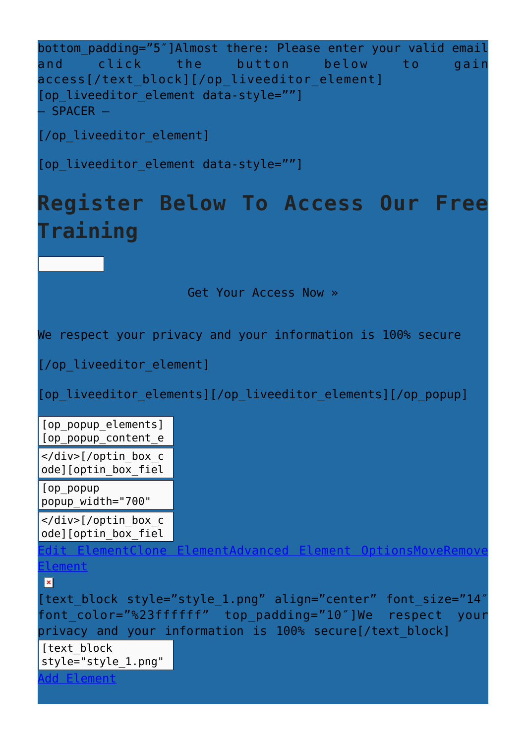bottom_padding="5″]Almost there: Please enter your valid email and click the button below to gain access[/text_block][/op_liveeditor_element] [op_liveeditor_element data-style=""]
– SPACER –

[/op_liveeditor_element]

[op_liveeditor_element data-style=""]

# Register Below To Access Our Free Training

Get Your Access Now »

We respect your privacy and your information is 100% secure

[/op_liveeditor_element]

[op_liveeditor_elements][/op_liveeditor_elements][/op_popup]

[op_popup_elements][op_popup_content_e

</div>[/optin_box_code][optin_box_fiel

[op_popup popup_width="700"

</div>[/optin_box_code][optin_box_fiel

Edit ElementClone ElementAdvanced Element OptionsMoveRemove Element

[text_block style="style_1.png" align="center" font_size="14″ font_color="%23ffffff" top_padding="10″]We respect your privacy and your information is 100% secure[/text_block]

[text_block style="style_1.png"

Add Element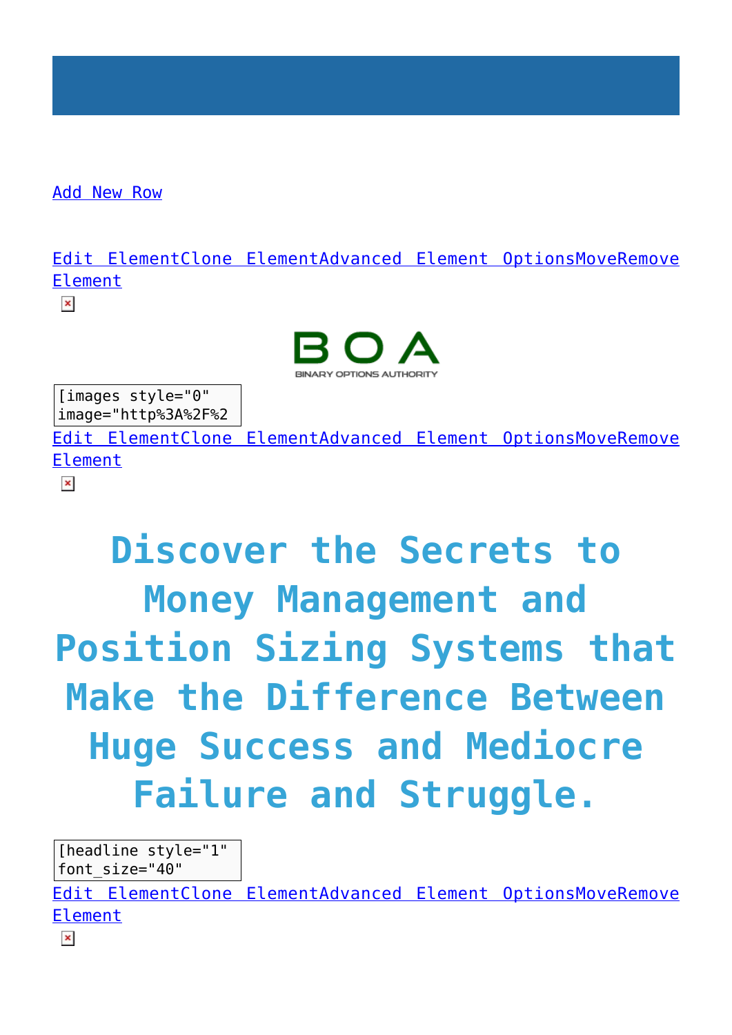Add New Row

Edit ElementClone ElementAdvanced Element OptionsMoveRemove Element

BOA

BINARY OPTIONS AUTHORITY

[images style="0" image="http%3A%2F%2

Edit ElementClone ElementAdvanced Element OptionsMoveRemove Element

# Discover the Secrets to Money Management and Position Sizing Systems that Make the Difference Between Huge Success and Mediocre Failure and Struggle.

[headline style="1" font_size="40"

Edit ElementClone ElementAdvanced Element OptionsMoveRemove Element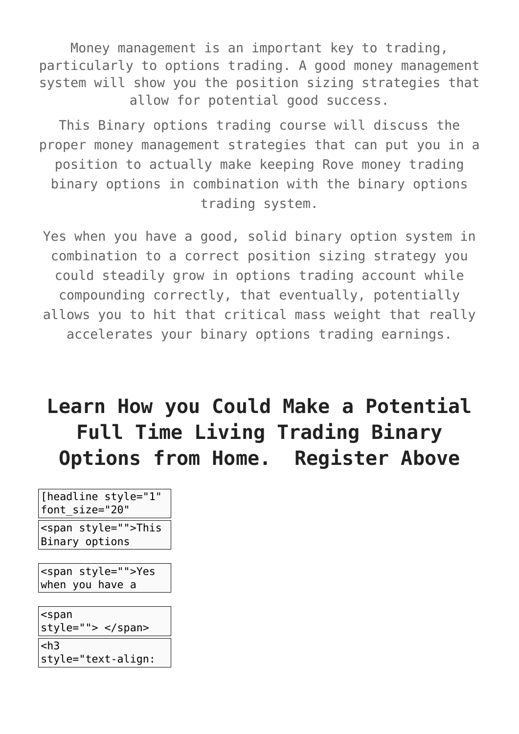Money management is an important key to trading, particularly to options trading. A good money management system will show you the position sizing strategies that allow for potential good success.

This Binary options trading course will discuss the proper money management strategies that can put you in a position to actually make keeping Rove money trading binary options in combination with the binary options trading system.

Yes when you have a good, solid binary option system in combination to a correct position sizing strategy you could steadily grow in options trading account while compounding correctly, that eventually, potentially allows you to hit that critical mass weight that really accelerates your binary options trading earnings.

## Learn How you Could Make a Potential Full Time Living Trading Binary Options from Home.  Register Above

```
[headline style="1"
font_size="20"
```

```
<span style="">This
Binary options
```

```
<span style="">Yes
when you have a
```

```
<span
style=""> </span>
```

```
<h3
style="text-align:
```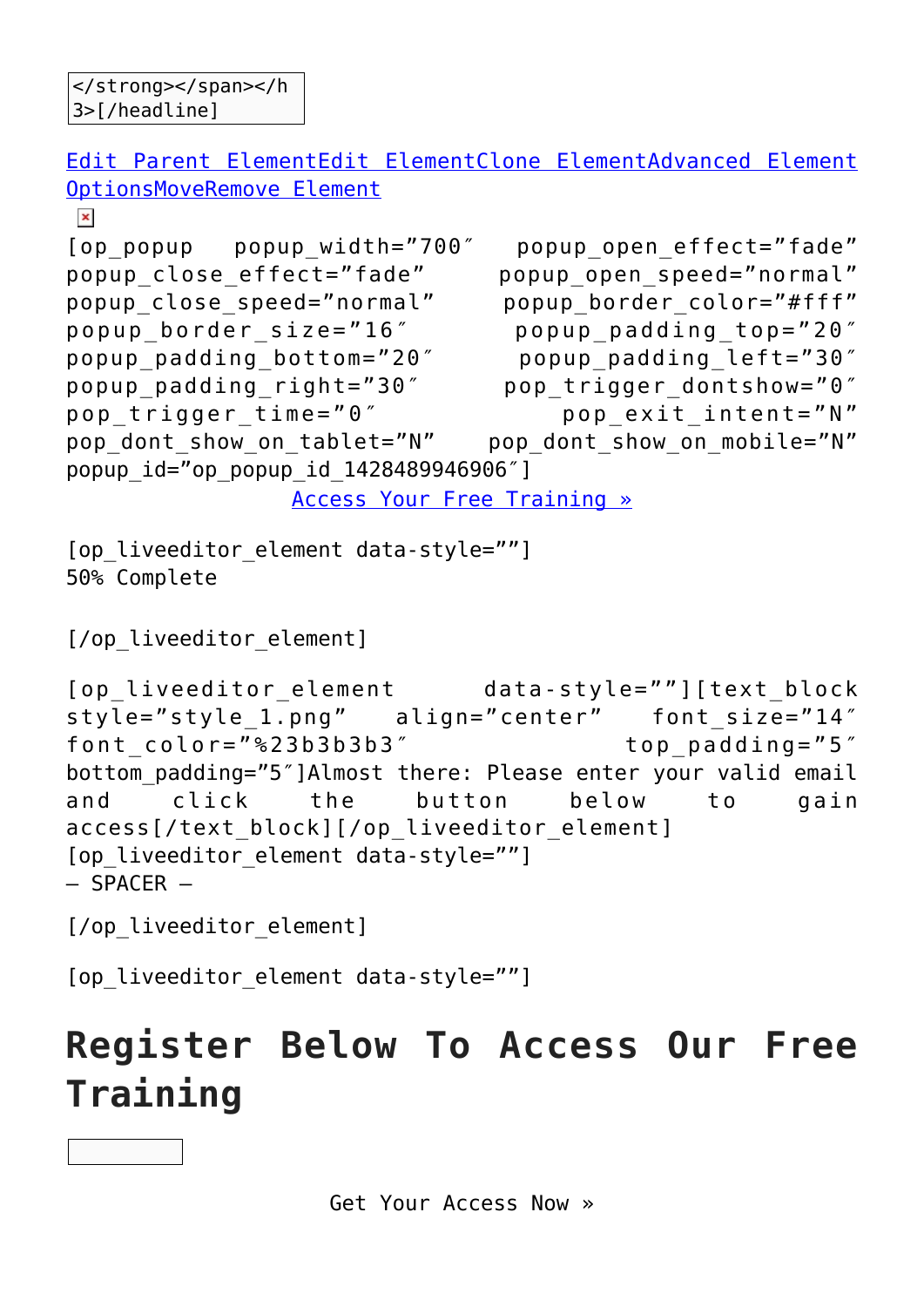```
</strong></span></h
3>[/headline]
```

Edit Parent ElementEdit ElementClone ElementAdvanced Element OptionsMoveRemove Element

[op_popup popup_width="700″ popup_open_effect="fade" popup_close_effect="fade" popup_open_speed="normal" popup_close_speed="normal" popup_border_color="#fff" popup_border_size="16″ popup_padding_top="20″ popup_padding_bottom="20″ popup_padding_left="30″ popup_padding_right="30″ pop_trigger_dontshow="0″ pop_trigger_time="0″ pop_exit_intent="N" pop_dont_show_on_tablet="N" pop_dont_show_on_mobile="N" popup_id="op_popup_id_1428489946906″]

Access Your Free Training »

[op_liveeditor_element data-style=""]
50% Complete

[/op_liveeditor_element]

[op_liveeditor_element data-style=""][text_block style="style_1.png" align="center" font_size="14″ font_color="%23b3b3b3″ top_padding="5″ bottom_padding="5″]Almost there: Please enter your valid email and click the button below to gain access[/text_block][/op_liveeditor_element]
[op_liveeditor_element data-style=""]
– SPACER –

[/op_liveeditor_element]

[op_liveeditor_element data-style=""]

# Register Below To Access Our Free Training

Get Your Access Now »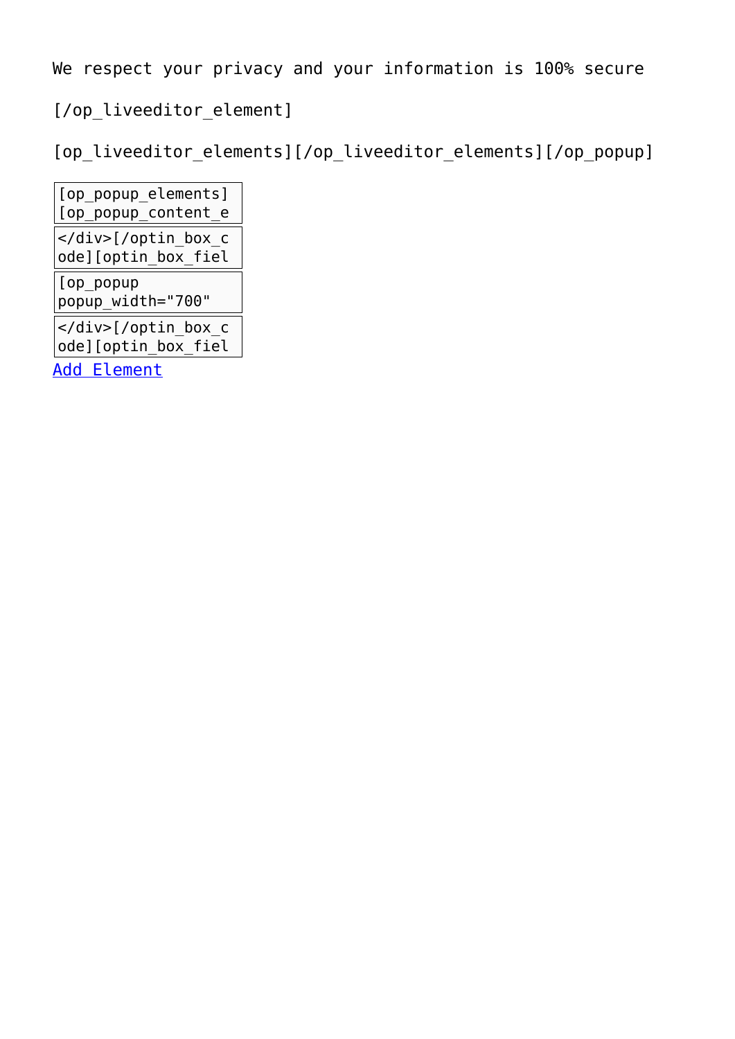We respect your privacy and your information is 100% secure

[/op_liveeditor_element]

[op_liveeditor_elements][/op_liveeditor_elements][/op_popup]

[op_popup_elements][op_popup_content_e

</div>[/optin_box_code][optin_box_fiel

[op_popup popup_width="700"

</div>[/optin_box_code][optin_box_fiel

Add Element